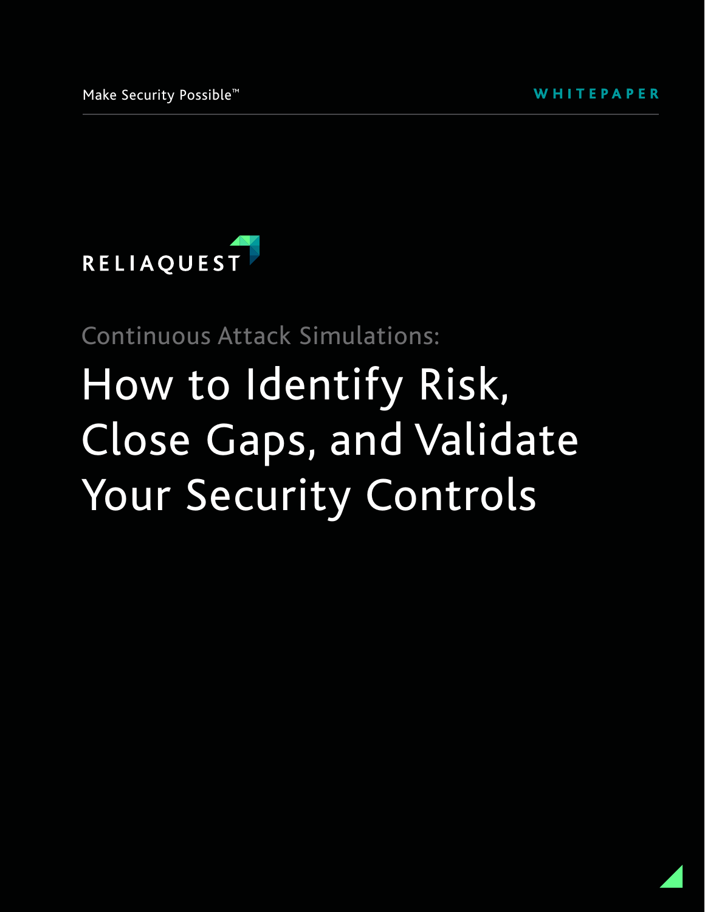Make Security Possible™

WHITEPAPER

RELIAQUEST

Continuous Attack Simulations:

# How to Identify Risk, Close Gaps, and Validate Your Security Controls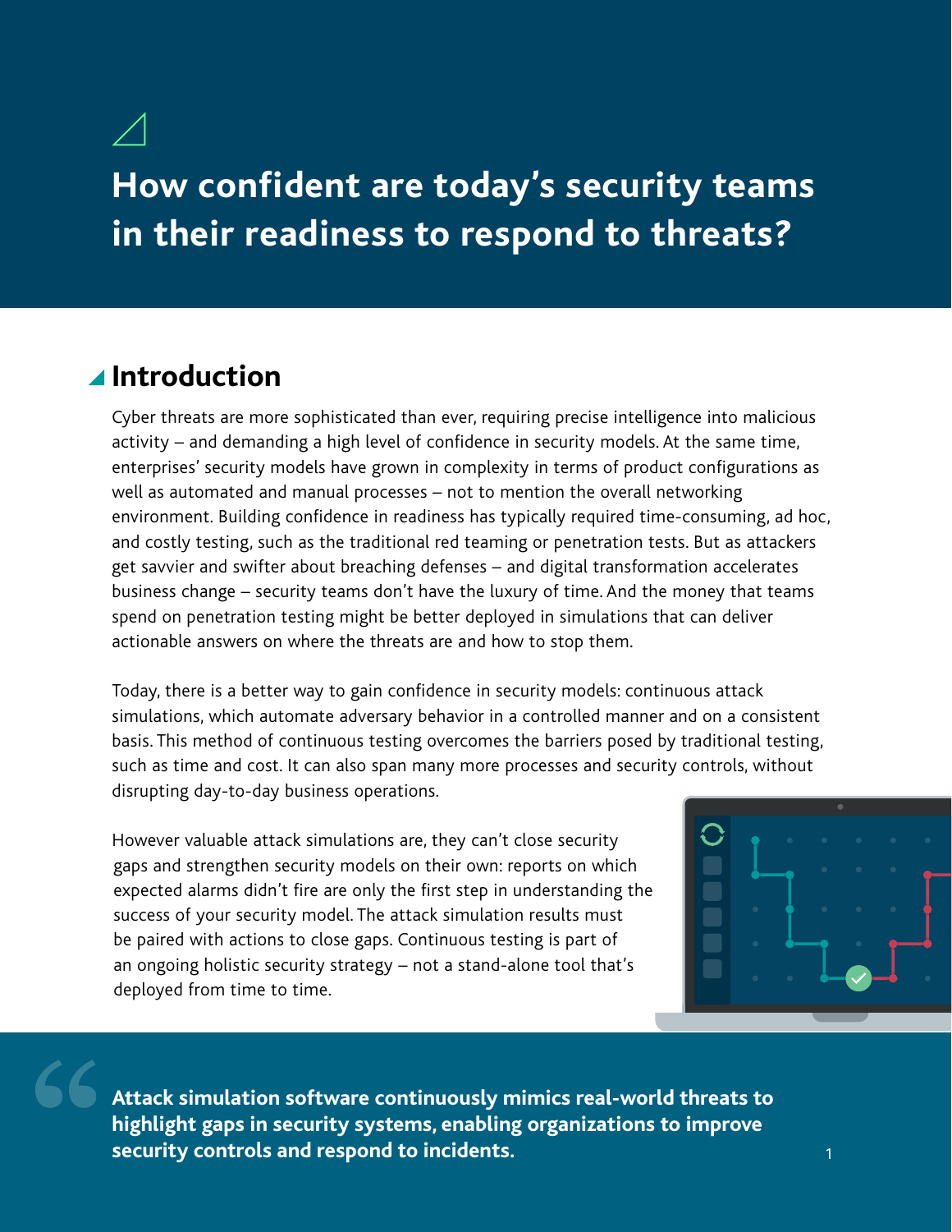# How confident are today's security teams in their readiness to respond to threats?

## Introduction

Cyber threats are more sophisticated than ever, requiring precise intelligence into malicious activity – and demanding a high level of confidence in security models. At the same time, enterprises' security models have grown in complexity in terms of product configurations as well as automated and manual processes – not to mention the overall networking environment. Building confidence in readiness has typically required time-consuming, ad hoc, and costly testing, such as the traditional red teaming or penetration tests. But as attackers get savvier and swifter about breaching defenses – and digital transformation accelerates business change – security teams don't have the luxury of time. And the money that teams spend on penetration testing might be better deployed in simulations that can deliver actionable answers on where the threats are and how to stop them.

Today, there is a better way to gain confidence in security models: continuous attack simulations, which automate adversary behavior in a controlled manner and on a consistent basis. This method of continuous testing overcomes the barriers posed by traditional testing, such as time and cost. It can also span many more processes and security controls, without disrupting day-to-day business operations.

However valuable attack simulations are, they can't close security gaps and strengthen security models on their own: reports on which expected alarms didn't fire are only the first step in understanding the success of your security model. The attack simulation results must be paired with actions to close gaps. Continuous testing is part of an ongoing holistic security strategy – not a stand-alone tool that's deployed from time to time.

> **Attack simulation software continuously mimics real-world threats to highlight gaps in security systems, enabling organizations to improve security controls and respond to incidents.**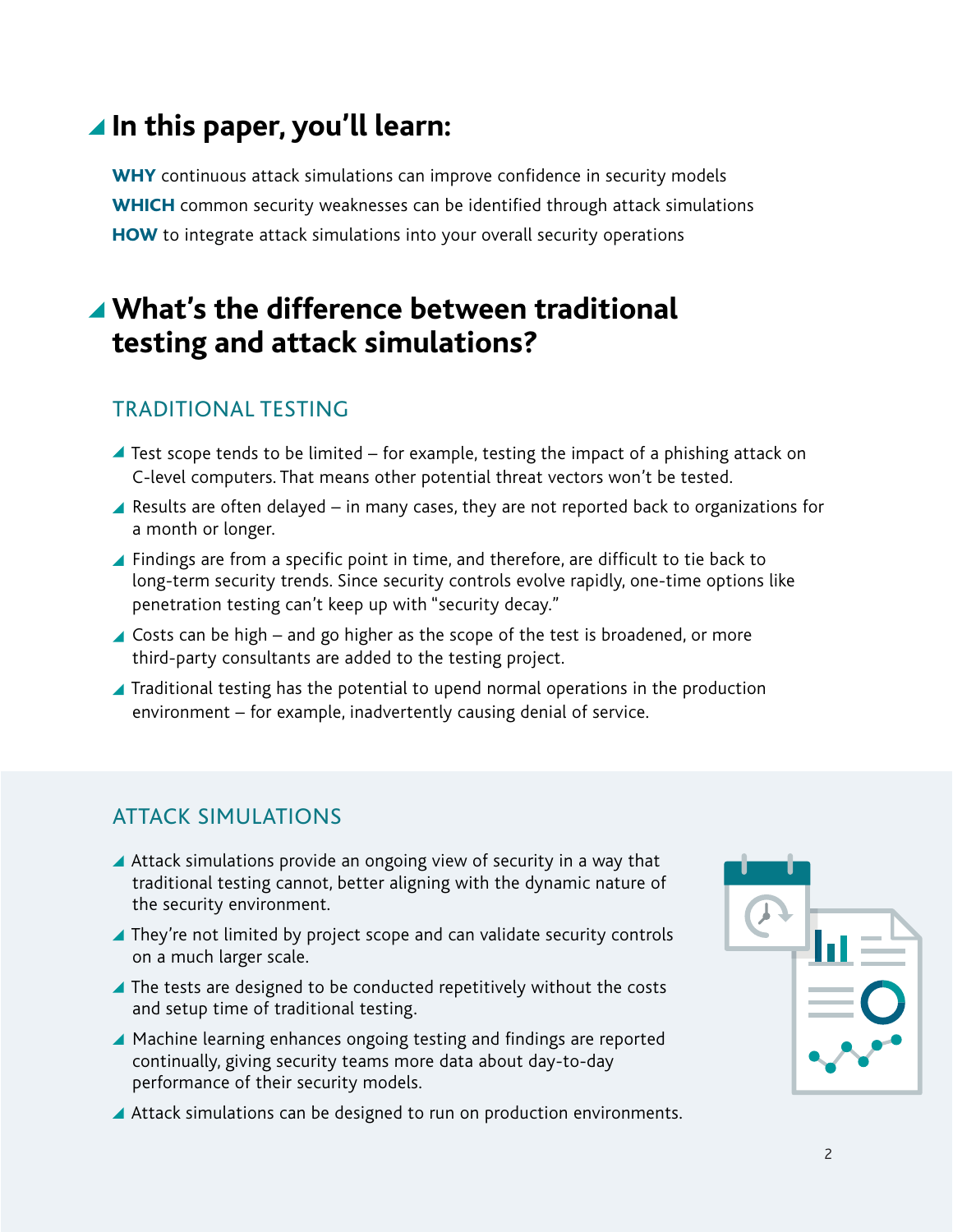## In this paper, you'll learn:

**WHY** continuous attack simulations can improve confidence in security models
**WHICH** common security weaknesses can be identified through attack simulations
**HOW** to integrate attack simulations into your overall security operations

## What's the difference between traditional testing and attack simulations?

### TRADITIONAL TESTING

- Test scope tends to be limited – for example, testing the impact of a phishing attack on C-level computers. That means other potential threat vectors won't be tested.
- Results are often delayed – in many cases, they are not reported back to organizations for a month or longer.
- Findings are from a specific point in time, and therefore, are difficult to tie back to long-term security trends. Since security controls evolve rapidly, one-time options like penetration testing can't keep up with "security decay."
- Costs can be high – and go higher as the scope of the test is broadened, or more third-party consultants are added to the testing project.
- Traditional testing has the potential to upend normal operations in the production environment – for example, inadvertently causing denial of service.

### ATTACK SIMULATIONS

- Attack simulations provide an ongoing view of security in a way that traditional testing cannot, better aligning with the dynamic nature of the security environment.
- They're not limited by project scope and can validate security controls on a much larger scale.
- The tests are designed to be conducted repetitively without the costs and setup time of traditional testing.
- Machine learning enhances ongoing testing and findings are reported continually, giving security teams more data about day-to-day performance of their security models.
- Attack simulations can be designed to run on production environments.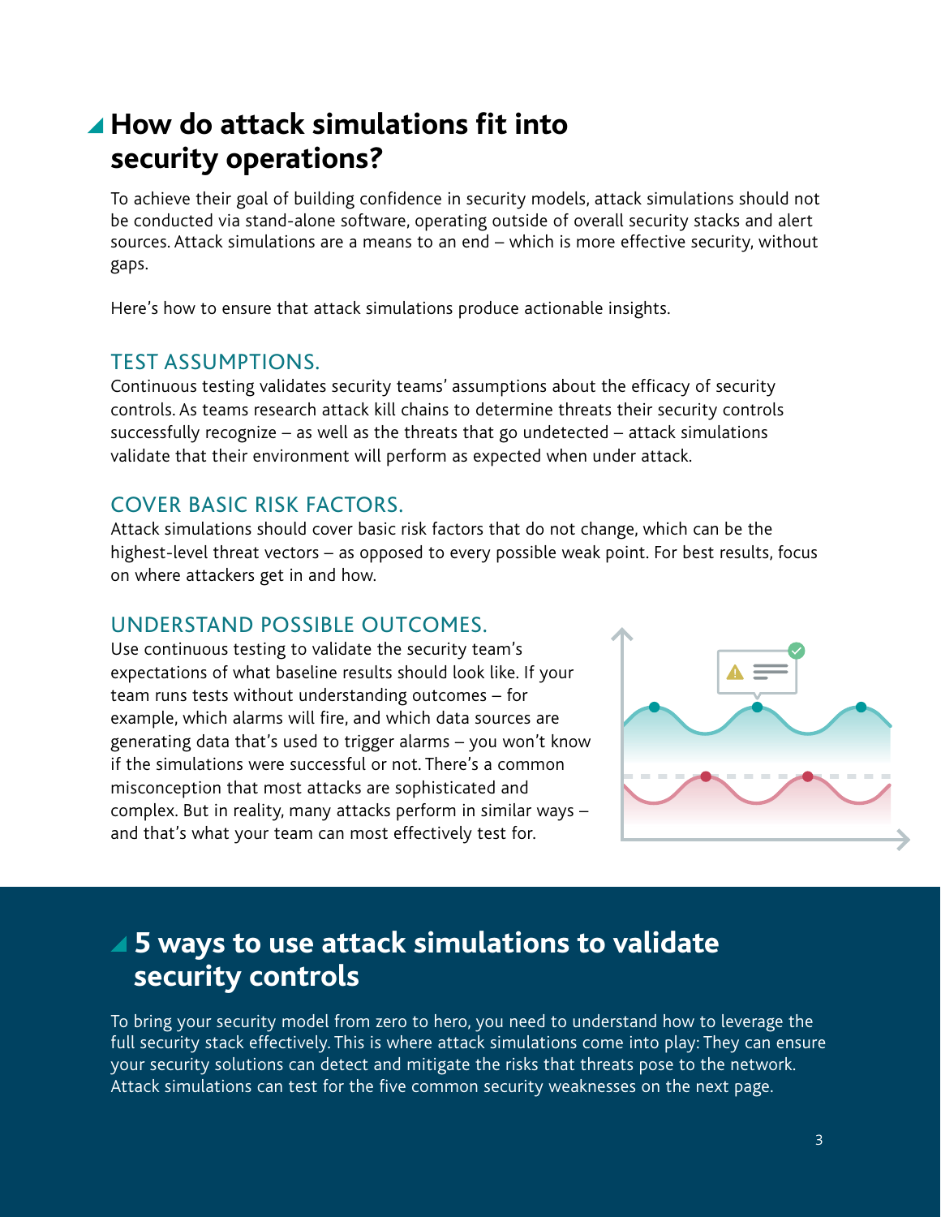## How do attack simulations fit into security operations?

To achieve their goal of building confidence in security models, attack simulations should not be conducted via stand-alone software, operating outside of overall security stacks and alert sources. Attack simulations are a means to an end – which is more effective security, without gaps.

Here's how to ensure that attack simulations produce actionable insights.

### TEST ASSUMPTIONS.

Continuous testing validates security teams' assumptions about the efficacy of security controls. As teams research attack kill chains to determine threats their security controls successfully recognize – as well as the threats that go undetected – attack simulations validate that their environment will perform as expected when under attack.

### COVER BASIC RISK FACTORS.

Attack simulations should cover basic risk factors that do not change, which can be the highest-level threat vectors – as opposed to every possible weak point. For best results, focus on where attackers get in and how.

### UNDERSTAND POSSIBLE OUTCOMES.

Use continuous testing to validate the security team's expectations of what baseline results should look like. If your team runs tests without understanding outcomes – for example, which alarms will fire, and which data sources are generating data that's used to trigger alarms – you won't know if the simulations were successful or not. There's a common misconception that most attacks are sophisticated and complex. But in reality, many attacks perform in similar ways – and that's what your team can most effectively test for.

## 5 ways to use attack simulations to validate security controls

To bring your security model from zero to hero, you need to understand how to leverage the full security stack effectively. This is where attack simulations come into play: They can ensure your security solutions can detect and mitigate the risks that threats pose to the network. Attack simulations can test for the five common security weaknesses on the next page.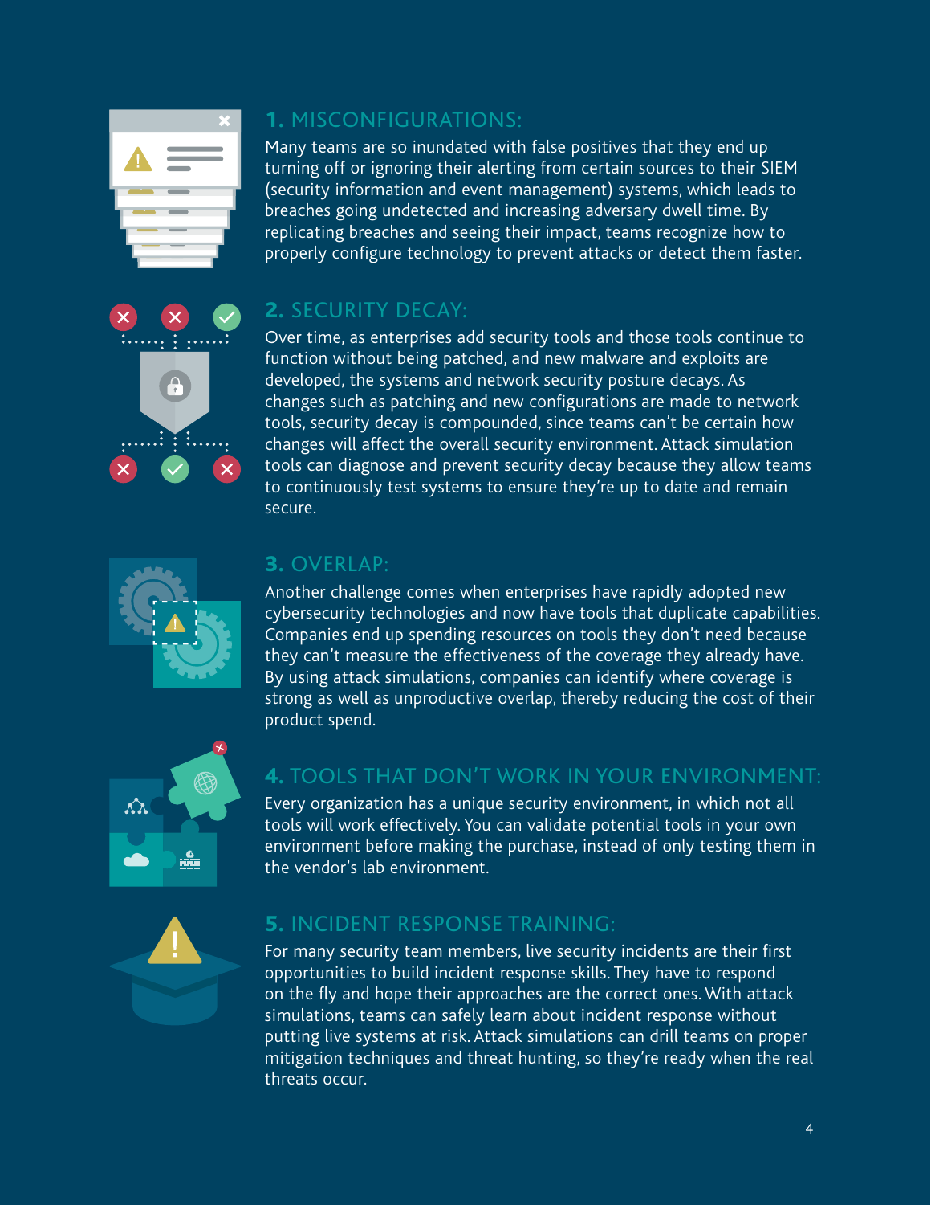## 1. MISCONFIGURATIONS:

Many teams are so inundated with false positives that they end up turning off or ignoring their alerting from certain sources to their SIEM (security information and event management) systems, which leads to breaches going undetected and increasing adversary dwell time. By replicating breaches and seeing their impact, teams recognize how to properly configure technology to prevent attacks or detect them faster.

## 2. SECURITY DECAY:

Over time, as enterprises add security tools and those tools continue to function without being patched, and new malware and exploits are developed, the systems and network security posture decays. As changes such as patching and new configurations are made to network tools, security decay is compounded, since teams can't be certain how changes will affect the overall security environment. Attack simulation tools can diagnose and prevent security decay because they allow teams to continuously test systems to ensure they're up to date and remain secure.

## 3. OVERLAP:

Another challenge comes when enterprises have rapidly adopted new cybersecurity technologies and now have tools that duplicate capabilities. Companies end up spending resources on tools they don't need because they can't measure the effectiveness of the coverage they already have. By using attack simulations, companies can identify where coverage is strong as well as unproductive overlap, thereby reducing the cost of their product spend.

## 4. TOOLS THAT DON'T WORK IN YOUR ENVIRONMENT:

Every organization has a unique security environment, in which not all tools will work effectively. You can validate potential tools in your own environment before making the purchase, instead of only testing them in the vendor's lab environment.

## 5. INCIDENT RESPONSE TRAINING:

For many security team members, live security incidents are their first opportunities to build incident response skills. They have to respond on the fly and hope their approaches are the correct ones. With attack simulations, teams can safely learn about incident response without putting live systems at risk. Attack simulations can drill teams on proper mitigation techniques and threat hunting, so they're ready when the real threats occur.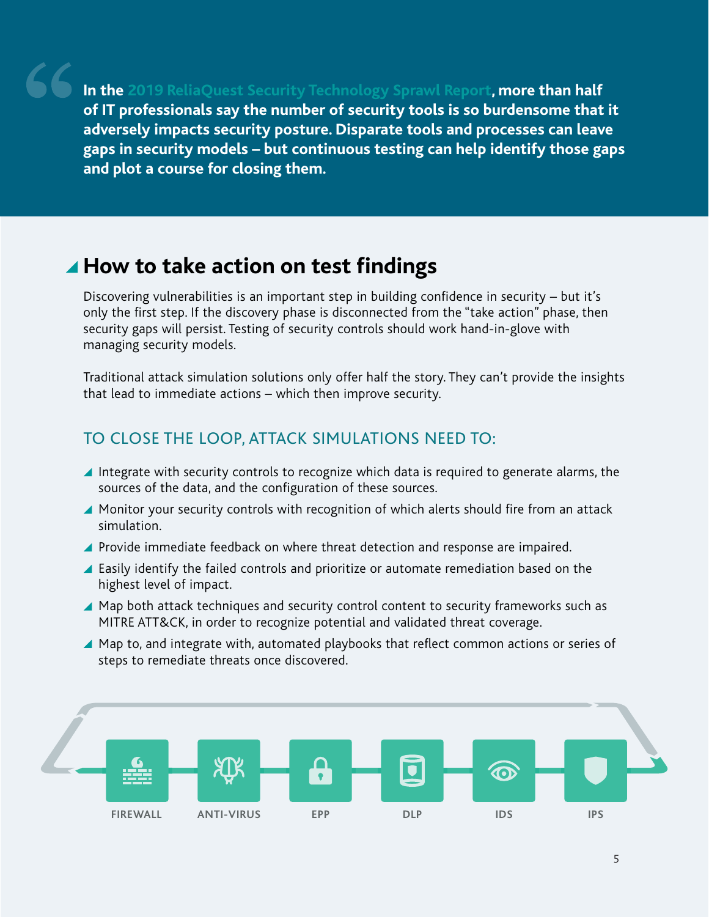> **In the 2019 ReliaQuest Security Technology Sprawl Report, more than half of IT professionals say the number of security tools is so burdensome that it adversely impacts security posture. Disparate tools and processes can leave gaps in security models – but continuous testing can help identify those gaps and plot a course for closing them.**

## How to take action on test findings

Discovering vulnerabilities is an important step in building confidence in security – but it's only the first step. If the discovery phase is disconnected from the "take action" phase, then security gaps will persist. Testing of security controls should work hand-in-glove with managing security models.

Traditional attack simulation solutions only offer half the story. They can't provide the insights that lead to immediate actions – which then improve security.

### TO CLOSE THE LOOP, ATTACK SIMULATIONS NEED TO:

- Integrate with security controls to recognize which data is required to generate alarms, the sources of the data, and the configuration of these sources.
- Monitor your security controls with recognition of which alerts should fire from an attack simulation.
- Provide immediate feedback on where threat detection and response are impaired.
- Easily identify the failed controls and prioritize or automate remediation based on the highest level of impact.
- Map both attack techniques and security control content to security frameworks such as MITRE ATT&CK, in order to recognize potential and validated threat coverage.
- Map to, and integrate with, automated playbooks that reflect common actions or series of steps to remediate threats once discovered.

FIREWALL | ANTI-VIRUS | EPP | DLP | IDS | IPS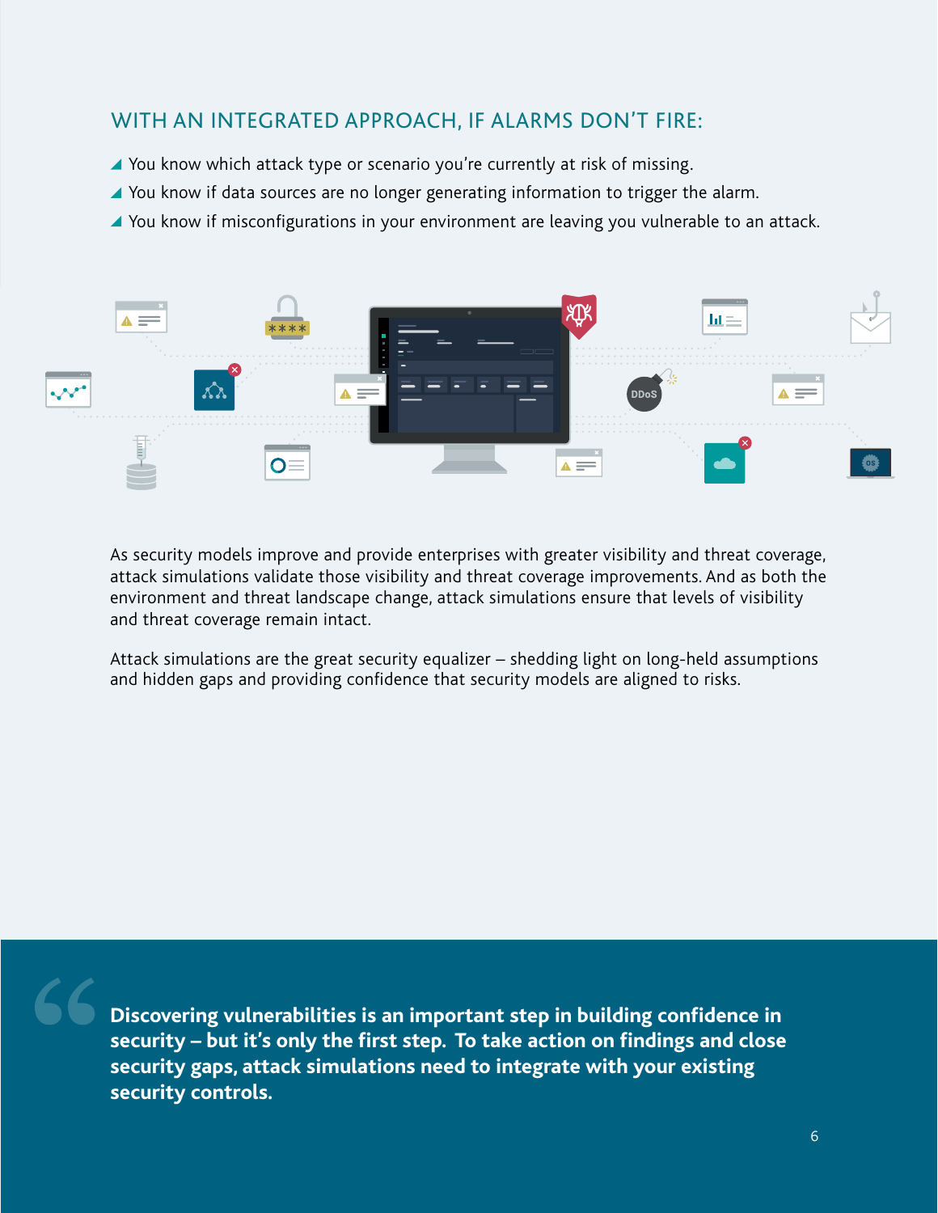## WITH AN INTEGRATED APPROACH, IF ALARMS DON'T FIRE:

- You know which attack type or scenario you're currently at risk of missing.
- You know if data sources are no longer generating information to trigger the alarm.
- You know if misconfigurations in your environment are leaving you vulnerable to an attack.

As security models improve and provide enterprises with greater visibility and threat coverage, attack simulations validate those visibility and threat coverage improvements. And as both the environment and threat landscape change, attack simulations ensure that levels of visibility and threat coverage remain intact.

Attack simulations are the great security equalizer – shedding light on long-held assumptions and hidden gaps and providing confidence that security models are aligned to risks.

> **Discovering vulnerabilities is an important step in building confidence in security – but it's only the first step. To take action on findings and close security gaps, attack simulations need to integrate with your existing security controls.**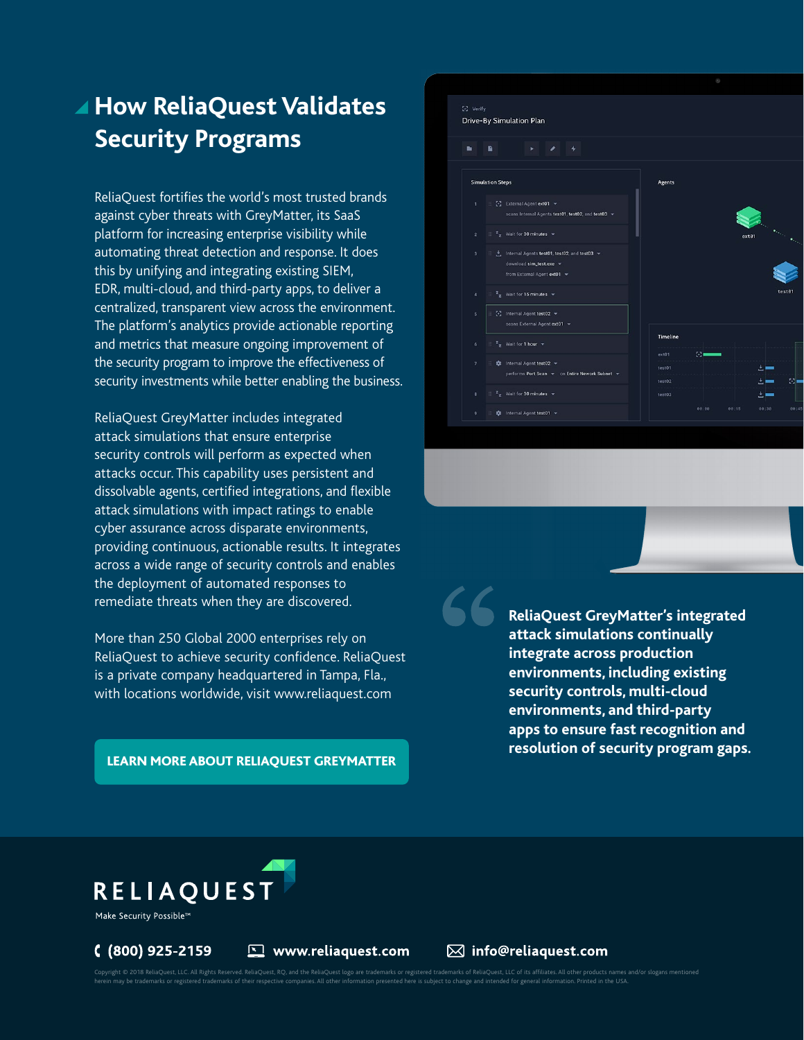# How ReliaQuest Validates Security Programs

ReliaQuest fortifies the world's most trusted brands against cyber threats with GreyMatter, its SaaS platform for increasing enterprise visibility while automating threat detection and response. It does this by unifying and integrating existing SIEM, EDR, multi-cloud, and third-party apps, to deliver a centralized, transparent view across the environment. The platform's analytics provide actionable reporting and metrics that measure ongoing improvement of the security program to improve the effectiveness of security investments while better enabling the business.

ReliaQuest GreyMatter includes integrated attack simulations that ensure enterprise security controls will perform as expected when attacks occur. This capability uses persistent and dissolvable agents, certified integrations, and flexible attack simulations with impact ratings to enable cyber assurance across disparate environments, providing continuous, actionable results. It integrates across a wide range of security controls and enables the deployment of automated responses to remediate threats when they are discovered.

More than 250 Global 2000 enterprises rely on ReliaQuest to achieve security confidence. ReliaQuest is a private company headquartered in Tampa, Fla., with locations worldwide, visit www.reliaquest.com

**LEARN MORE ABOUT RELIAQUEST GREYMATTER**

> **ReliaQuest GreyMatter's integrated attack simulations continually integrate across production environments, including existing security controls, multi-cloud environments, and third-party apps to ensure fast recognition and resolution of security program gaps.**

RELIAQUEST
Make Security Possible™

(800) 925-2159 | www.reliaquest.com | info@reliaquest.com

Copyright © 2018 ReliaQuest, LLC. All Rights Reserved. ReliaQuest, RQ, and the ReliaQuest logo are trademarks or registered trademarks of ReliaQuest, LLC of its affiliates. All other products names and/or slogans mentioned herein may be trademarks or registered trademarks of their respective companies. All other information presented here is subject to change and intended for general information. Printed in the USA.